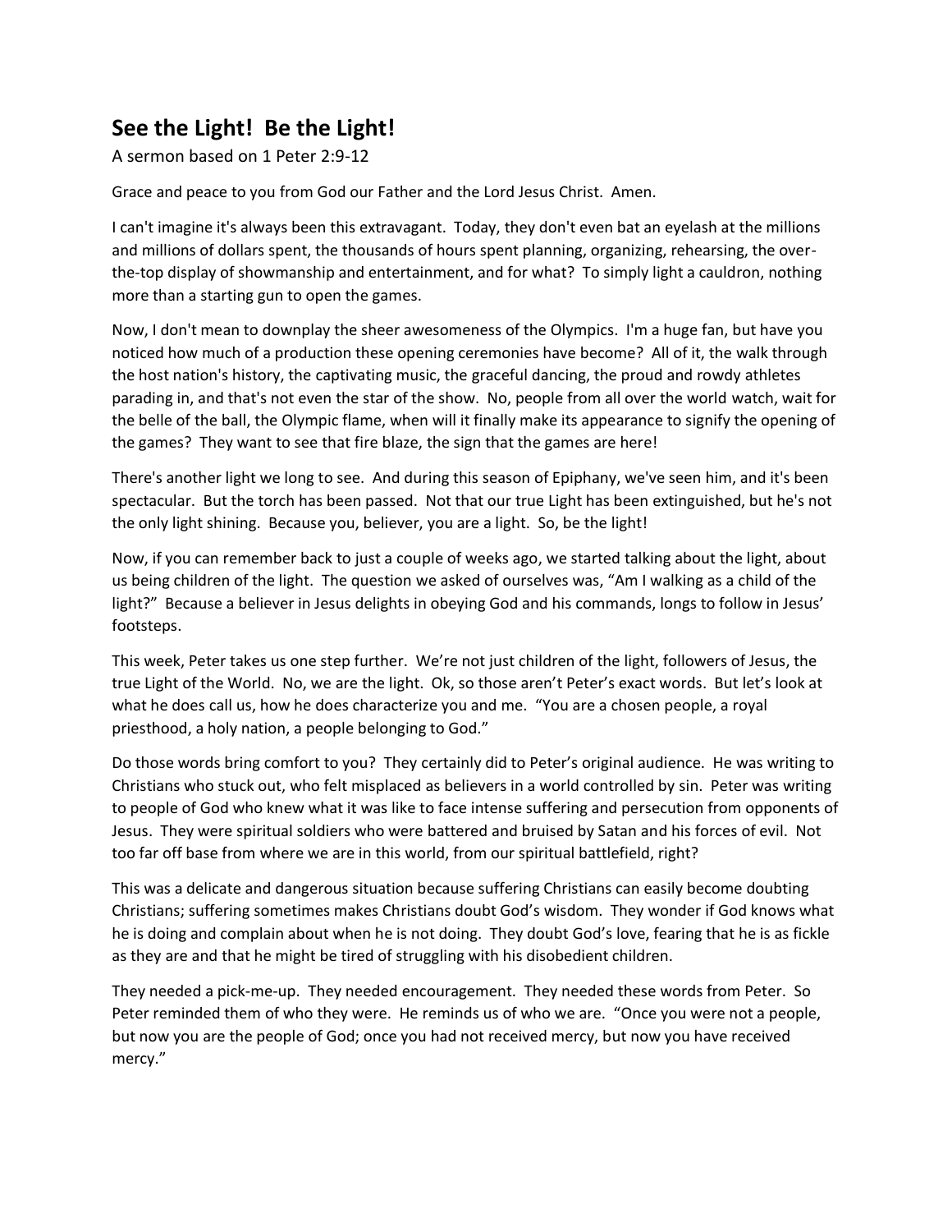## See the Light! Be the Light!

A sermon based on 1 Peter 2:9-12

Grace and peace to you from God our Father and the Lord Jesus Christ. Amen.

I can't imagine it's always been this extravagant. Today, they don't even bat an eyelash at the millions and millions of dollars spent, the thousands of hours spent planning, organizing, rehearsing, the over-the-top display of showmanship and entertainment, and for what? To simply light a cauldron, nothing more than a starting gun to open the games.

Now, I don't mean to downplay the sheer awesomeness of the Olympics. I'm a huge fan, but have you noticed how much of a production these opening ceremonies have become? All of it, the walk through the host nation's history, the captivating music, the graceful dancing, the proud and rowdy athletes parading in, and that's not even the star of the show. No, people from all over the world watch, wait for the belle of the ball, the Olympic flame, when will it finally make its appearance to signify the opening of the games? They want to see that fire blaze, the sign that the games are here!

There's another light we long to see. And during this season of Epiphany, we've seen him, and it's been spectacular. But the torch has been passed. Not that our true Light has been extinguished, but he's not the only light shining. Because you, believer, you are a light. So, be the light!

Now, if you can remember back to just a couple of weeks ago, we started talking about the light, about us being children of the light. The question we asked of ourselves was, "Am I walking as a child of the light?" Because a believer in Jesus delights in obeying God and his commands, longs to follow in Jesus' footsteps.

This week, Peter takes us one step further. We're not just children of the light, followers of Jesus, the true Light of the World. No, we are the light. Ok, so those aren't Peter's exact words. But let's look at what he does call us, how he does characterize you and me. "You are a chosen people, a royal priesthood, a holy nation, a people belonging to God."

Do those words bring comfort to you? They certainly did to Peter's original audience. He was writing to Christians who stuck out, who felt misplaced as believers in a world controlled by sin. Peter was writing to people of God who knew what it was like to face intense suffering and persecution from opponents of Jesus. They were spiritual soldiers who were battered and bruised by Satan and his forces of evil. Not too far off base from where we are in this world, from our spiritual battlefield, right?

This was a delicate and dangerous situation because suffering Christians can easily become doubting Christians; suffering sometimes makes Christians doubt God's wisdom. They wonder if God knows what he is doing and complain about when he is not doing. They doubt God's love, fearing that he is as fickle as they are and that he might be tired of struggling with his disobedient children.

They needed a pick-me-up. They needed encouragement. They needed these words from Peter. So Peter reminded them of who they were. He reminds us of who we are. "Once you were not a people, but now you are the people of God; once you had not received mercy, but now you have received mercy."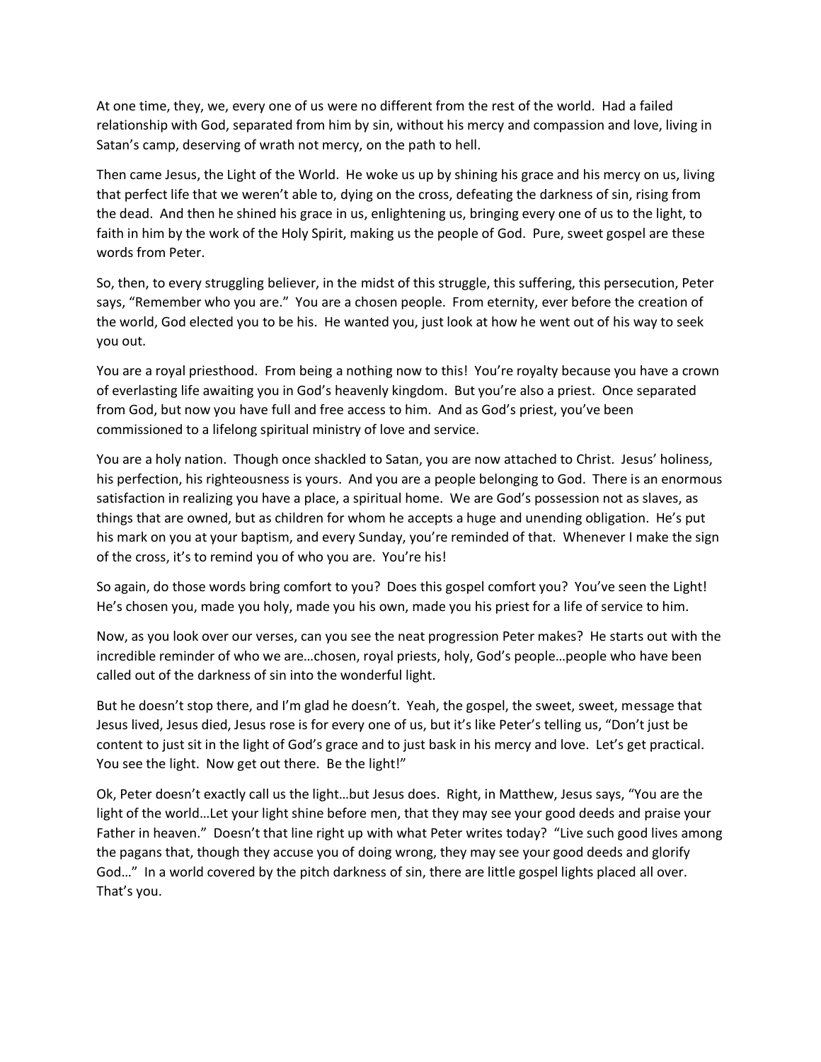At one time, they, we, every one of us were no different from the rest of the world. Had a failed relationship with God, separated from him by sin, without his mercy and compassion and love, living in Satan's camp, deserving of wrath not mercy, on the path to hell.

Then came Jesus, the Light of the World. He woke us up by shining his grace and his mercy on us, living that perfect life that we weren't able to, dying on the cross, defeating the darkness of sin, rising from the dead. And then he shined his grace in us, enlightening us, bringing every one of us to the light, to faith in him by the work of the Holy Spirit, making us the people of God. Pure, sweet gospel are these words from Peter.

So, then, to every struggling believer, in the midst of this struggle, this suffering, this persecution, Peter says, "Remember who you are." You are a chosen people. From eternity, ever before the creation of the world, God elected you to be his. He wanted you, just look at how he went out of his way to seek you out.

You are a royal priesthood. From being a nothing now to this! You're royalty because you have a crown of everlasting life awaiting you in God's heavenly kingdom. But you're also a priest. Once separated from God, but now you have full and free access to him. And as God's priest, you've been commissioned to a lifelong spiritual ministry of love and service.

You are a holy nation. Though once shackled to Satan, you are now attached to Christ. Jesus' holiness, his perfection, his righteousness is yours. And you are a people belonging to God. There is an enormous satisfaction in realizing you have a place, a spiritual home. We are God's possession not as slaves, as things that are owned, but as children for whom he accepts a huge and unending obligation. He's put his mark on you at your baptism, and every Sunday, you're reminded of that. Whenever I make the sign of the cross, it's to remind you of who you are. You're his!

So again, do those words bring comfort to you? Does this gospel comfort you? You've seen the Light! He's chosen you, made you holy, made you his own, made you his priest for a life of service to him.

Now, as you look over our verses, can you see the neat progression Peter makes? He starts out with the incredible reminder of who we are…chosen, royal priests, holy, God's people…people who have been called out of the darkness of sin into the wonderful light.

But he doesn't stop there, and I'm glad he doesn't. Yeah, the gospel, the sweet, sweet, message that Jesus lived, Jesus died, Jesus rose is for every one of us, but it's like Peter's telling us, "Don't just be content to just sit in the light of God's grace and to just bask in his mercy and love. Let's get practical. You see the light. Now get out there. Be the light!"

Ok, Peter doesn't exactly call us the light…but Jesus does. Right, in Matthew, Jesus says, "You are the light of the world…Let your light shine before men, that they may see your good deeds and praise your Father in heaven." Doesn't that line right up with what Peter writes today? "Live such good lives among the pagans that, though they accuse you of doing wrong, they may see your good deeds and glorify God…" In a world covered by the pitch darkness of sin, there are little gospel lights placed all over. That's you.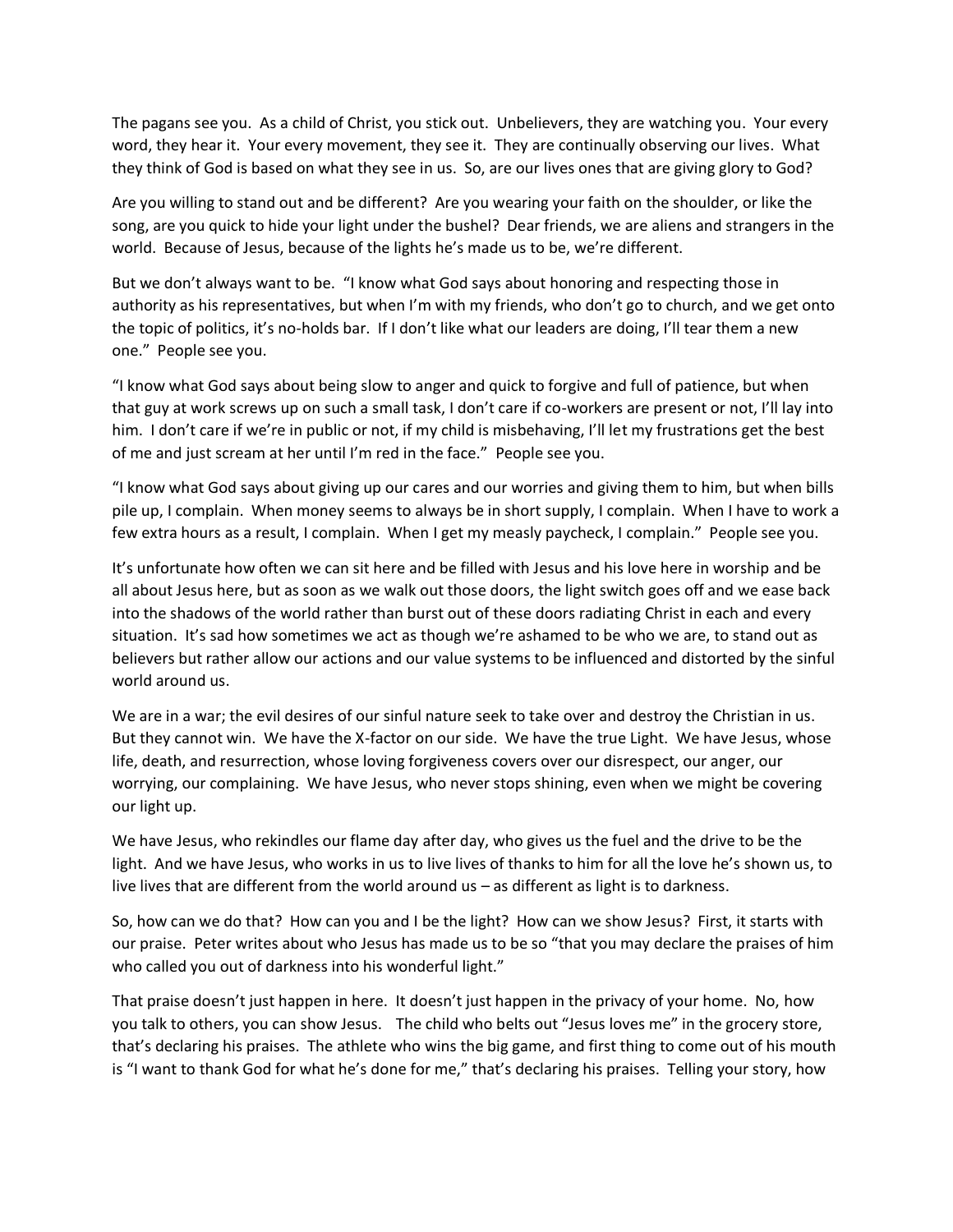The pagans see you. As a child of Christ, you stick out. Unbelievers, they are watching you. Your every word, they hear it. Your every movement, they see it. They are continually observing our lives. What they think of God is based on what they see in us. So, are our lives ones that are giving glory to God?

Are you willing to stand out and be different? Are you wearing your faith on the shoulder, or like the song, are you quick to hide your light under the bushel? Dear friends, we are aliens and strangers in the world. Because of Jesus, because of the lights he's made us to be, we're different.

But we don't always want to be. "I know what God says about honoring and respecting those in authority as his representatives, but when I'm with my friends, who don't go to church, and we get onto the topic of politics, it's no-holds bar. If I don't like what our leaders are doing, I'll tear them a new one." People see you.

"I know what God says about being slow to anger and quick to forgive and full of patience, but when that guy at work screws up on such a small task, I don't care if co-workers are present or not, I'll lay into him. I don't care if we're in public or not, if my child is misbehaving, I'll let my frustrations get the best of me and just scream at her until I'm red in the face." People see you.

"I know what God says about giving up our cares and our worries and giving them to him, but when bills pile up, I complain. When money seems to always be in short supply, I complain. When I have to work a few extra hours as a result, I complain. When I get my measly paycheck, I complain." People see you.

It's unfortunate how often we can sit here and be filled with Jesus and his love here in worship and be all about Jesus here, but as soon as we walk out those doors, the light switch goes off and we ease back into the shadows of the world rather than burst out of these doors radiating Christ in each and every situation. It's sad how sometimes we act as though we're ashamed to be who we are, to stand out as believers but rather allow our actions and our value systems to be influenced and distorted by the sinful world around us.

We are in a war; the evil desires of our sinful nature seek to take over and destroy the Christian in us. But they cannot win. We have the X-factor on our side. We have the true Light. We have Jesus, whose life, death, and resurrection, whose loving forgiveness covers over our disrespect, our anger, our worrying, our complaining. We have Jesus, who never stops shining, even when we might be covering our light up.

We have Jesus, who rekindles our flame day after day, who gives us the fuel and the drive to be the light. And we have Jesus, who works in us to live lives of thanks to him for all the love he's shown us, to live lives that are different from the world around us – as different as light is to darkness.

So, how can we do that? How can you and I be the light? How can we show Jesus? First, it starts with our praise. Peter writes about who Jesus has made us to be so "that you may declare the praises of him who called you out of darkness into his wonderful light."

That praise doesn't just happen in here. It doesn't just happen in the privacy of your home. No, how you talk to others, you can show Jesus. The child who belts out "Jesus loves me" in the grocery store, that's declaring his praises. The athlete who wins the big game, and first thing to come out of his mouth is "I want to thank God for what he's done for me," that's declaring his praises. Telling your story, how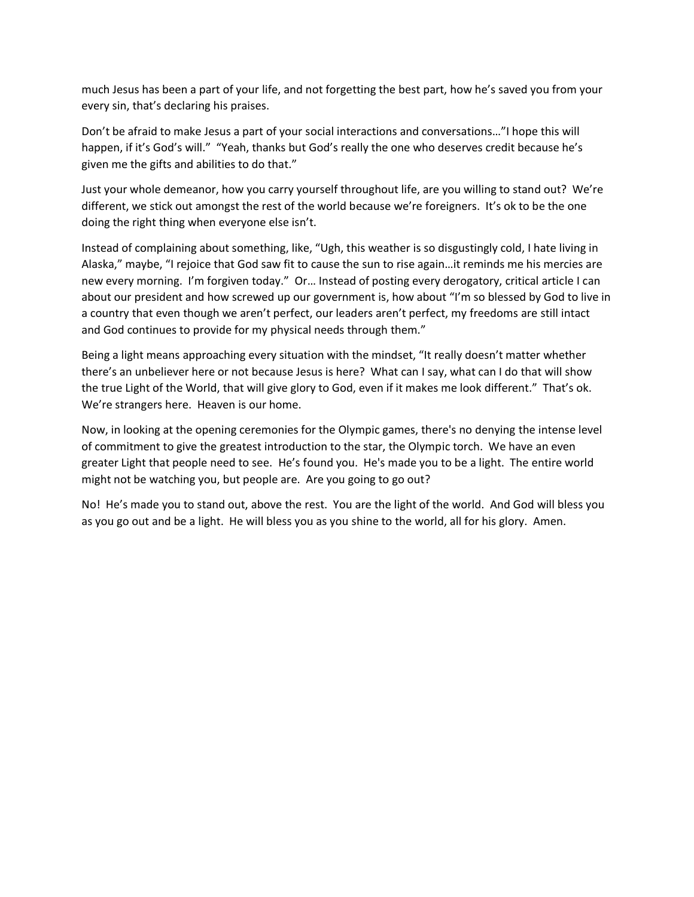much Jesus has been a part of your life, and not forgetting the best part, how he's saved you from your every sin, that's declaring his praises.

Don't be afraid to make Jesus a part of your social interactions and conversations…"I hope this will happen, if it's God's will." "Yeah, thanks but God's really the one who deserves credit because he's given me the gifts and abilities to do that."

Just your whole demeanor, how you carry yourself throughout life, are you willing to stand out? We're different, we stick out amongst the rest of the world because we're foreigners. It's ok to be the one doing the right thing when everyone else isn't.

Instead of complaining about something, like, "Ugh, this weather is so disgustingly cold, I hate living in Alaska," maybe, "I rejoice that God saw fit to cause the sun to rise again…it reminds me his mercies are new every morning. I'm forgiven today." Or… Instead of posting every derogatory, critical article I can about our president and how screwed up our government is, how about "I'm so blessed by God to live in a country that even though we aren't perfect, our leaders aren't perfect, my freedoms are still intact and God continues to provide for my physical needs through them."

Being a light means approaching every situation with the mindset, "It really doesn't matter whether there's an unbeliever here or not because Jesus is here? What can I say, what can I do that will show the true Light of the World, that will give glory to God, even if it makes me look different." That's ok. We're strangers here. Heaven is our home.

Now, in looking at the opening ceremonies for the Olympic games, there's no denying the intense level of commitment to give the greatest introduction to the star, the Olympic torch. We have an even greater Light that people need to see. He's found you. He's made you to be a light. The entire world might not be watching you, but people are. Are you going to go out?

No! He's made you to stand out, above the rest. You are the light of the world. And God will bless you as you go out and be a light. He will bless you as you shine to the world, all for his glory. Amen.